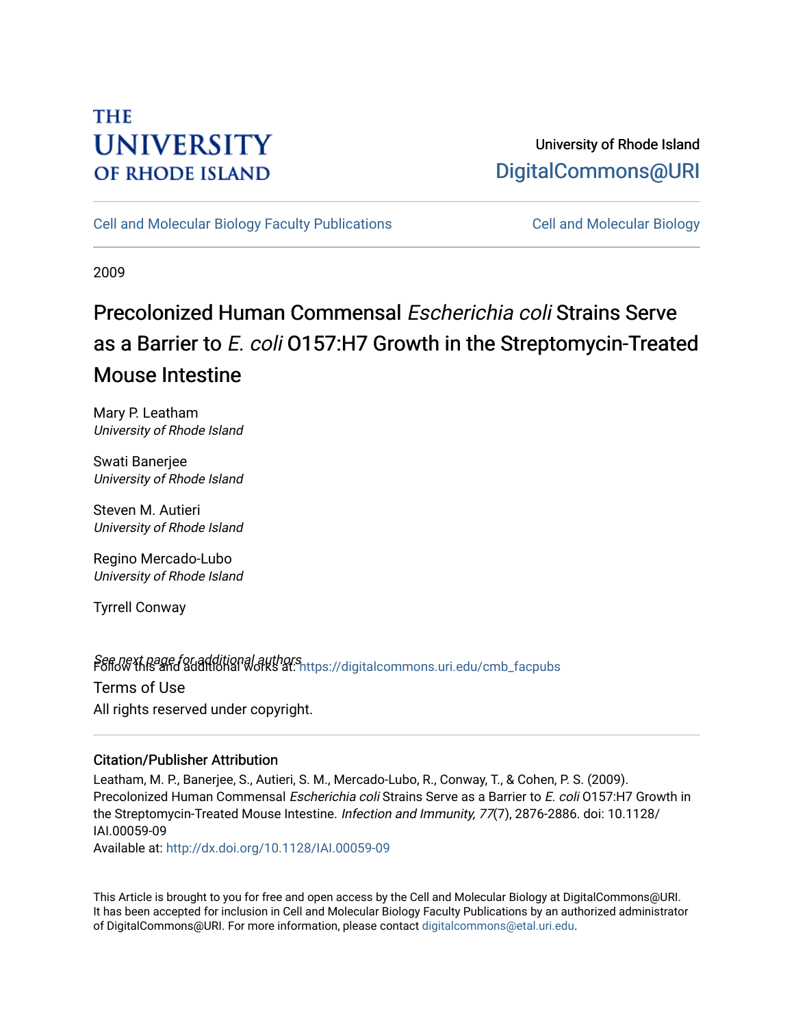University of Rhode Island

DigitalCommons@URI

Cell and Molecular Biology Faculty Publications | Cell and Molecular Biology

2009

# Precolonized Human Commensal *Escherichia coli* Strains Serve as a Barrier to *E. coli* O157:H7 Growth in the Streptomycin-Treated Mouse Intestine

Mary P. Leatham
*University of Rhode Island*

Swati Banerjee
*University of Rhode Island*

Steven M. Autieri
*University of Rhode Island*

Regino Mercado-Lubo
*University of Rhode Island*

Tyrrell Conway

See next page for additional authors

Follow this and additional works at: https://digitalcommons.uri.edu/cmb_facpubs

Terms of Use
All rights reserved under copyright.

## Citation/Publisher Attribution

Leatham, M. P., Banerjee, S., Autieri, S. M., Mercado-Lubo, R., Conway, T., & Cohen, P. S. (2009). Precolonized Human Commensal *Escherichia coli* Strains Serve as a Barrier to *E. coli* O157:H7 Growth in the Streptomycin-Treated Mouse Intestine. *Infection and Immunity, 77*(7), 2876-2886. doi: 10.1128/IAI.00059-09
Available at: http://dx.doi.org/10.1128/IAI.00059-09

This Article is brought to you for free and open access by the Cell and Molecular Biology at DigitalCommons@URI. It has been accepted for inclusion in Cell and Molecular Biology Faculty Publications by an authorized administrator of DigitalCommons@URI. For more information, please contact digitalcommons@etal.uri.edu.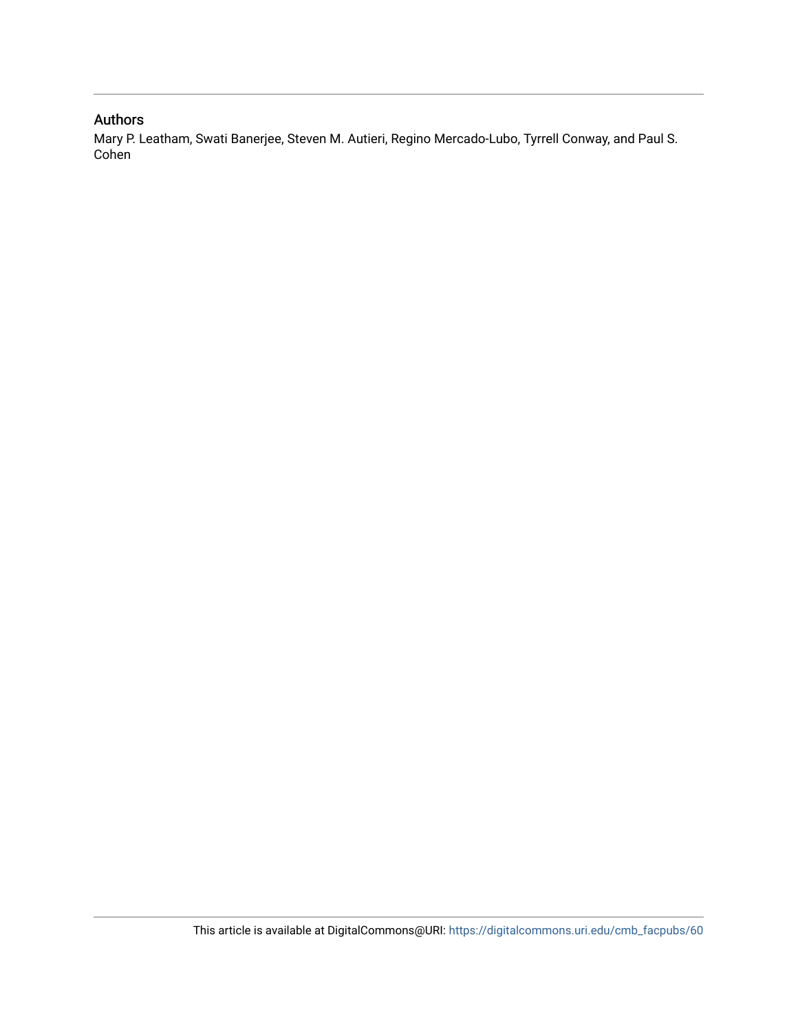## Authors

Mary P. Leatham, Swati Banerjee, Steven M. Autieri, Regino Mercado-Lubo, Tyrrell Conway, and Paul S. Cohen

This article is available at DigitalCommons@URI: https://digitalcommons.uri.edu/cmb_facpubs/60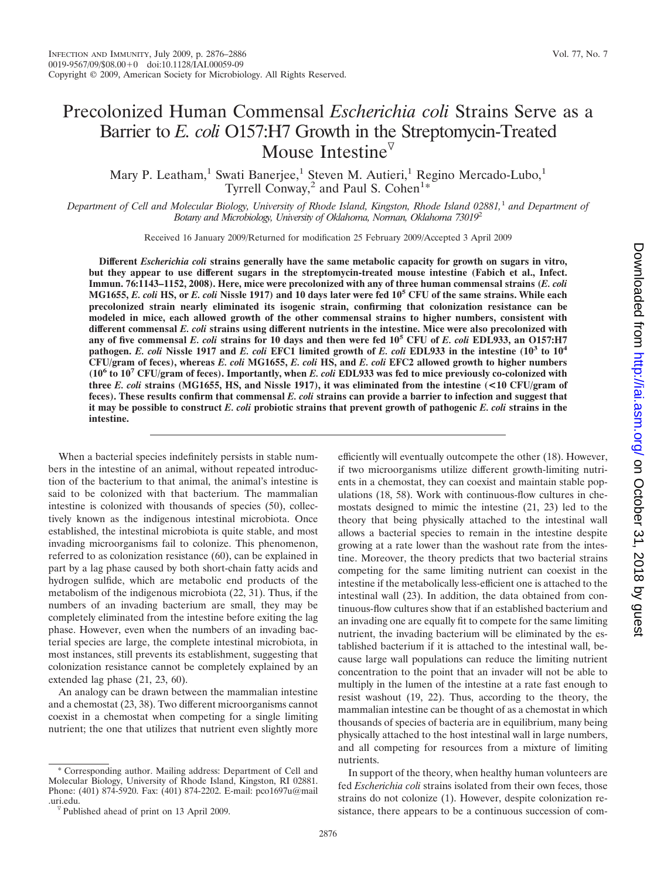# Precolonized Human Commensal *Escherichia coli* Strains Serve as a Barrier to *E. coli* O157:H7 Growth in the Streptomycin-Treated Mouse Intestine

Mary P. Leatham,[1] Swati Banerjee,[1] Steven M. Autieri,[1] Regino Mercado-Lubo,[1] Tyrrell Conway,[2] and Paul S. Cohen[1*]

*Department of Cell and Molecular Biology, University of Rhode Island, Kingston, Rhode Island 02881,[1] and Department of Botany and Microbiology, University of Oklahoma, Norman, Oklahoma 73019[2]*

Received 16 January 2009/Returned for modification 25 February 2009/Accepted 3 April 2009

**Different *Escherichia coli* strains generally have the same metabolic capacity for growth on sugars in vitro, but they appear to use different sugars in the streptomycin-treated mouse intestine (Fabich et al., Infect. Immun. 76:1143–1152, 2008). Here, mice were precolonized with any of three human commensal strains (*E. coli* MG1655, *E. coli* HS, or *E. coli* Nissle 1917) and 10 days later were fed $10^5$ CFU of the same strains. While each precolonized strain nearly eliminated its isogenic strain, confirming that colonization resistance can be modeled in mice, each allowed growth of the other commensal strains to higher numbers, consistent with different commensal *E. coli* strains using different nutrients in the intestine. Mice were also precolonized with any of five commensal *E. coli* strains for 10 days and then were fed $10^5$ CFU of *E. coli* EDL933, an O157:H7 pathogen. *E. coli* Nissle 1917 and *E. coli* EFC1 limited growth of *E. coli* EDL933 in the intestine ($10^3$ to $10^4$ CFU/gram of feces), whereas *E. coli* MG1655, *E. coli* HS, and *E. coli* EFC2 allowed growth to higher numbers ($10^6$ to $10^7$ CFU/gram of feces). Importantly, when *E. coli* EDL933 was fed to mice previously co-colonized with three *E. coli* strains (MG1655, HS, and Nissle 1917), it was eliminated from the intestine (<10 CFU/gram of feces). These results confirm that commensal *E. coli* strains can provide a barrier to infection and suggest that it may be possible to construct *E. coli* probiotic strains that prevent growth of pathogenic *E. coli* strains in the intestine.**

When a bacterial species indefinitely persists in stable numbers in the intestine of an animal, without repeated introduction of the bacterium to that animal, the animal's intestine is said to be colonized with that bacterium. The mammalian intestine is colonized with thousands of species (50), collectively known as the indigenous intestinal microbiota. Once established, the intestinal microbiota is quite stable, and most invading microorganisms fail to colonize. This phenomenon, referred to as colonization resistance (60), can be explained in part by a lag phase caused by both short-chain fatty acids and hydrogen sulfide, which are metabolic end products of the metabolism of the indigenous microbiota (22, 31). Thus, if the numbers of an invading bacterium are small, they may be completely eliminated from the intestine before exiting the lag phase. However, even when the numbers of an invading bacterial species are large, the complete intestinal microbiota, in most instances, still prevents its establishment, suggesting that colonization resistance cannot be completely explained by an extended lag phase (21, 23, 60).

An analogy can be drawn between the mammalian intestine and a chemostat (23, 38). Two different microorganisms cannot coexist in a chemostat when competing for a single limiting nutrient; the one that utilizes that nutrient even slightly more efficiently will eventually outcompete the other (18). However, if two microorganisms utilize different growth-limiting nutrients in a chemostat, they can coexist and maintain stable populations (18, 58). Work with continuous-flow cultures in chemostats designed to mimic the intestine (21, 23) led to the theory that being physically attached to the intestinal wall allows a bacterial species to remain in the intestine despite growing at a rate lower than the washout rate from the intestine. Moreover, the theory predicts that two bacterial strains competing for the same limiting nutrient can coexist in the intestine if the metabolically less-efficient one is attached to the intestinal wall (23). In addition, the data obtained from continuous-flow cultures show that if an established bacterium and an invading one are equally fit to compete for the same limiting nutrient, the invading bacterium will be eliminated by the established bacterium if it is attached to the intestinal wall, because large wall populations can reduce the limiting nutrient concentration to the point that an invader will not be able to multiply in the lumen of the intestine at a rate fast enough to resist washout (19, 22). Thus, according to the theory, the mammalian intestine can be thought of as a chemostat in which thousands of species of bacteria are in equilibrium, many being physically attached to the host intestinal wall in large numbers, and all competing for resources from a mixture of limiting nutrients.

In support of the theory, when healthy human volunteers are fed *Escherichia coli* strains isolated from their own feces, those strains do not colonize (1). However, despite colonization resistance, there appears to be a continuous succession of com-

* Corresponding author. Mailing address: Department of Cell and Molecular Biology, University of Rhode Island, Kingston, RI 02881. Phone: (401) 874-5920. Fax: (401) 874-2202. E-mail: pco1697u@mail.uri.edu.

▽ Published ahead of print on 13 April 2009.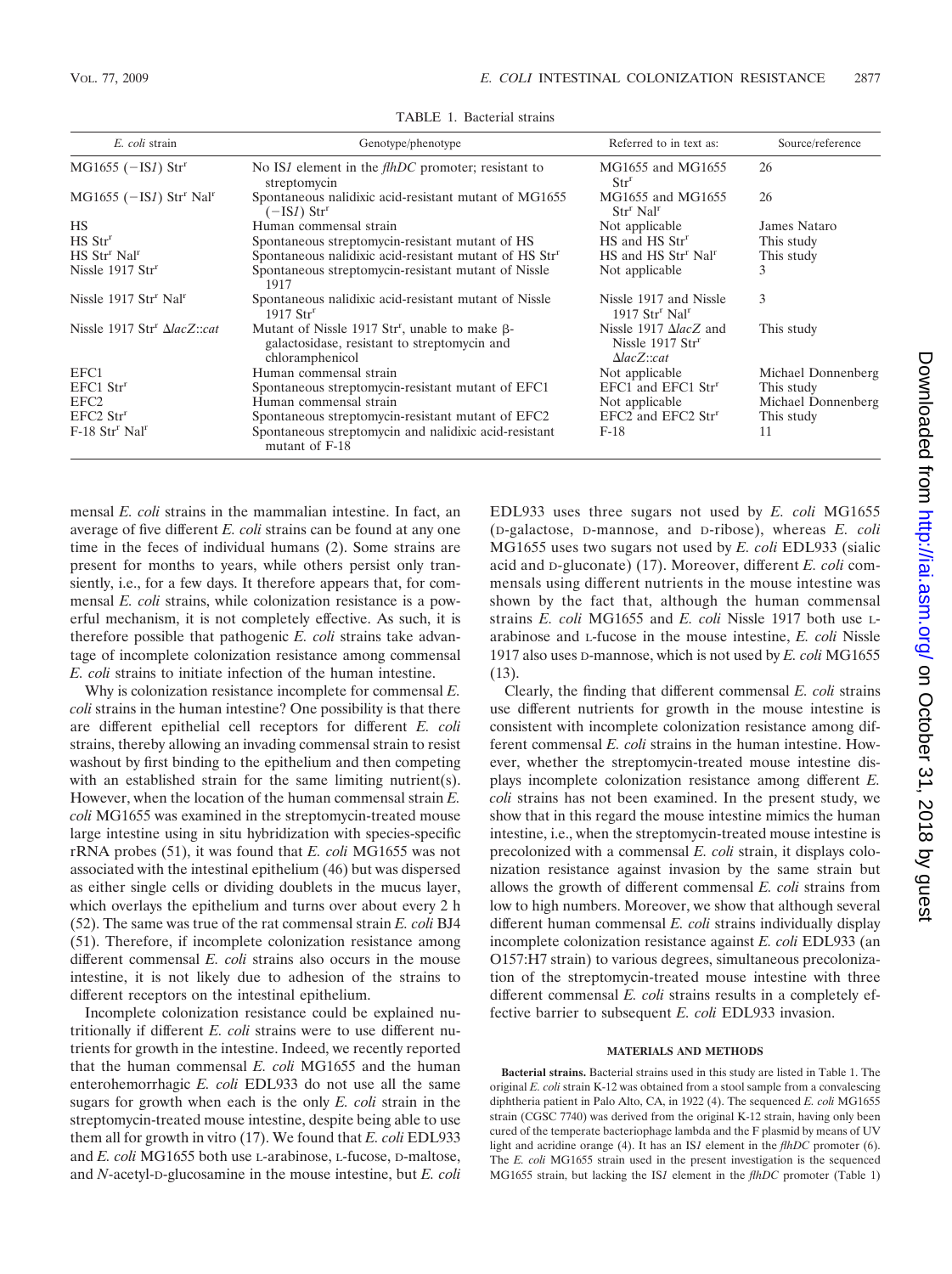TABLE 1. Bacterial strains

| *E. coli* strain | Genotype/phenotype | Referred to in text as: | Source/reference |
|---|---|---|---|
| MG1655 (−IS*1*) Str$^r$ | No IS*1* element in the *flhDC* promoter; resistant to streptomycin | MG1655 and MG1655 Str$^r$ | 26 |
| MG1655 (−IS*1*) Str$^r$ Nal$^r$ | Spontaneous nalidixic acid-resistant mutant of MG1655 (−IS*1*) Str$^r$ | MG1655 and MG1655 Str$^r$ Nal$^r$ | 26 |
| HS | Human commensal strain | Not applicable | James Nataro |
| HS Str$^r$ | Spontaneous streptomycin-resistant mutant of HS | HS and HS Str$^r$ | This study |
| HS Str$^r$ Nal$^r$ | Spontaneous nalidixic acid-resistant mutant of HS Str$^r$ | HS and HS Str$^r$ Nal$^r$ | This study |
| Nissle 1917 Str$^r$ | Spontaneous streptomycin-resistant mutant of Nissle 1917 | Not applicable | 3 |
| Nissle 1917 Str$^r$ Nal$^r$ | Spontaneous nalidixic acid-resistant mutant of Nissle 1917 Str$^r$ | Nissle 1917 and Nissle 1917 Str$^r$ Nal$^r$ | 3 |
| Nissle 1917 Str$^r$ Δ*lacZ*::*cat* | Mutant of Nissle 1917 Str$^r$, unable to make β-galactosidase, resistant to streptomycin and chloramphenicol | Nissle 1917 Δ*lacZ* and Nissle 1917 Str$^r$ Δ*lacZ*::*cat* | This study |
| EFC1 | Human commensal strain | Not applicable | Michael Donnenberg |
| EFC1 Str$^r$ | Spontaneous streptomycin-resistant mutant of EFC1 | EFC1 and EFC1 Str$^r$ | This study |
| EFC2 | Human commensal strain | Not applicable | Michael Donnenberg |
| EFC2 Str$^r$ | Spontaneous streptomycin-resistant mutant of EFC2 | EFC2 and EFC2 Str$^r$ | This study |
| F-18 Str$^r$ Nal$^r$ | Spontaneous streptomycin and nalidixic acid-resistant mutant of F-18 | F-18 | 11 |

mensal *E. coli* strains in the mammalian intestine. In fact, an average of five different *E. coli* strains can be found at any one time in the feces of individual humans (2). Some strains are present for months to years, while others persist only transiently, i.e., for a few days. It therefore appears that, for commensal *E. coli* strains, while colonization resistance is a powerful mechanism, it is not completely effective. As such, it is therefore possible that pathogenic *E. coli* strains take advantage of incomplete colonization resistance among commensal *E. coli* strains to initiate infection of the human intestine.

Why is colonization resistance incomplete for commensal *E. coli* strains in the human intestine? One possibility is that there are different epithelial cell receptors for different *E. coli* strains, thereby allowing an invading commensal strain to resist washout by first binding to the epithelium and then competing with an established strain for the same limiting nutrient(s). However, when the location of the human commensal strain *E. coli* MG1655 was examined in the streptomycin-treated mouse large intestine using in situ hybridization with species-specific rRNA probes (51), it was found that *E. coli* MG1655 was not associated with the intestinal epithelium (46) but was dispersed as either single cells or dividing doublets in the mucus layer, which overlays the epithelium and turns over about every 2 h (52). The same was true of the rat commensal strain *E. coli* BJ4 (51). Therefore, if incomplete colonization resistance among different commensal *E. coli* strains also occurs in the mouse intestine, it is not likely due to adhesion of the strains to different receptors on the intestinal epithelium.

Incomplete colonization resistance could be explained nutritionally if different *E. coli* strains were to use different nutrients for growth in the intestine. Indeed, we recently reported that the human commensal *E. coli* MG1655 and the human enterohemorrhagic *E. coli* EDL933 do not use all the same sugars for growth when each is the only *E. coli* strain in the streptomycin-treated mouse intestine, despite being able to use them all for growth in vitro (17). We found that *E. coli* EDL933 and *E. coli* MG1655 both use L-arabinose, L-fucose, D-maltose, and *N*-acetyl-D-glucosamine in the mouse intestine, but *E. coli* EDL933 uses three sugars not used by *E. coli* MG1655 (D-galactose, D-mannose, and D-ribose), whereas *E. coli* MG1655 uses two sugars not used by *E. coli* EDL933 (sialic acid and D-gluconate) (17). Moreover, different *E. coli* commensals using different nutrients in the mouse intestine was shown by the fact that, although the human commensal strains *E. coli* MG1655 and *E. coli* Nissle 1917 both use L-arabinose and L-fucose in the mouse intestine, *E. coli* Nissle 1917 also uses D-mannose, which is not used by *E. coli* MG1655 (13).

Clearly, the finding that different commensal *E. coli* strains use different nutrients for growth in the mouse intestine is consistent with incomplete colonization resistance among different commensal *E. coli* strains in the human intestine. However, whether the streptomycin-treated mouse intestine displays incomplete colonization resistance among different *E. coli* strains has not been examined. In the present study, we show that in this regard the mouse intestine mimics the human intestine, i.e., when the streptomycin-treated mouse intestine is precolonized with a commensal *E. coli* strain, it displays colonization resistance against invasion by the same strain but allows the growth of different commensal *E. coli* strains from low to high numbers. Moreover, we show that although several different human commensal *E. coli* strains individually display incomplete colonization resistance against *E. coli* EDL933 (an O157:H7 strain) to various degrees, simultaneous precolonization of the streptomycin-treated mouse intestine with three different commensal *E. coli* strains results in a completely effective barrier to subsequent *E. coli* EDL933 invasion.

## MATERIALS AND METHODS

**Bacterial strains.** Bacterial strains used in this study are listed in Table 1. The original *E. coli* strain K-12 was obtained from a stool sample from a convalescing diphtheria patient in Palo Alto, CA, in 1922 (4). The sequenced *E. coli* MG1655 strain (CGSC 7740) was derived from the original K-12 strain, having only been cured of the temperate bacteriophage lambda and the F plasmid by means of UV light and acridine orange (4). It has an IS*1* element in the *flhDC* promoter (6). The *E. coli* MG1655 strain used in the present investigation is the sequenced MG1655 strain, but lacking the IS*1* element in the *flhDC* promoter (Table 1)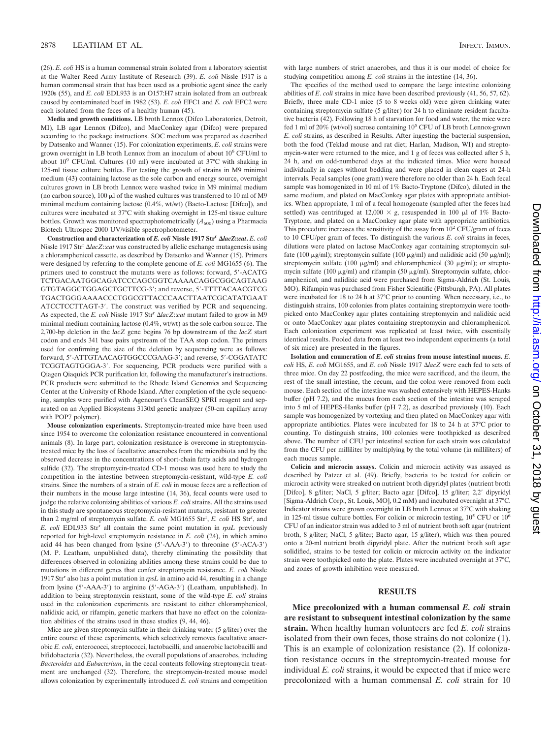(26). *E. coli* HS is a human commensal strain isolated from a laboratory scientist at the Walter Reed Army Institute of Research (39). *E. coli* Nissle 1917 is a human commensal strain that has been used as a probiotic agent since the early 1920s (55), and *E. coli* EDL933 is an O157:H7 strain isolated from an outbreak caused by contaminated beef in 1982 (53). *E. coli* EFC1 and *E. coli* EFC2 were each isolated from the feces of a healthy human (45).

**Media and growth conditions.** LB broth Lennox (Difco Laboratories, Detroit, MI), LB agar Lennox (Difco), and MacConkey agar (Difco) were prepared according to the package instructions. SOC medium was prepared as described by Datsenko and Wanner (15). For colonization experiments, *E. coli* strains were grown overnight in LB broth Lennox from an inoculum of about $10^6$ CFU/ml to about $10^9$ CFU/ml. Cultures (10 ml) were incubated at 37°C with shaking in 125-ml tissue culture bottles. For testing the growth of strains in M9 minimal medium (43) containing lactose as the sole carbon and energy source, overnight cultures grown in LB broth Lennox were washed twice in M9 minimal medium (no carbon source), 100 μl of the washed cultures was transferred to 10 ml of M9 minimal medium containing lactose (0.4%, wt/wt) (Bacto-Lactose [Difco]), and cultures were incubated at 37°C with shaking overnight in 125-ml tissue culture bottles. Growth was monitored spectrophotometrically ($A_{600}$) using a Pharmacia Biotech Ultrospec 2000 UV/visible spectrophotometer.

**Construction and characterization of *E. coli* Nissle 1917 Str$^r$ Δ*lacZ*::*cat*.** *E. coli* Nissle 1917 Str$^r$ Δ*lacZ*::*cat* was constructed by allelic exchange mutagenesis using a chloramphenicol cassette, as described by Datsenko and Wanner (15). Primers were designed by referring to the complete genome of *E. coli* MG1655 (6). The primers used to construct the mutants were as follows: forward, 5′-ACATGTCTGACAATGGCAGATCCCAGCGGTCAAAACAGGCGGCAGTAAGGTGTAGGCTGGAGCTGCTTCG-3′; and reverse, 5′-TTTTACAACGTCGTGACTGGGAAAACCCTGGCGTTACCCAACTTAATCGCATATGAATATCCTCCTTAGT-3′. The construct was verified by PCR and sequencing. As expected, the *E. coli* Nissle 1917 Str$^r$ Δ*lacZ*::*cat* mutant failed to grow in M9 minimal medium containing lactose (0.4%, wt/wt) as the sole carbon source. The 2,700-bp deletion in the *lacZ* gene begins 76 bp downstream of the *lacZ* start codon and ends 341 base pairs upstream of the TAA stop codon. The primers used for confirming the size of the deletion by sequencing were as follows: forward, 5′-ATTGTAACAGTGGCCCGAAG-3′; and reverse, 5′-CGGATATCTCGGTAGTGGGA-3′. For sequencing, PCR products were purified with a Qiagen Qiaquick PCR purification kit, following the manufacturer's instructions. PCR products were submitted to the Rhode Island Genomics and Sequencing Center at the University of Rhode Island. After completion of the cycle sequencing, samples were purified with Agencourt's CleanSEQ SPRI reagent and separated on an Applied Biosystems 3130xl genetic analyzer (50-cm capillary array with POP7 polymer).

**Mouse colonization experiments.** Streptomycin-treated mice have been used since 1954 to overcome the colonization resistance encountered in conventional animals (8). In large part, colonization resistance is overcome in streptomycin-treated mice by the loss of facultative anaerobes from the microbiota and by the observed decrease in the concentrations of short-chain fatty acids and hydrogen sulfide (32). The streptomycin-treated CD-1 mouse was used here to study the competition in the intestine between streptomycin-resistant, wild-type *E. coli* strains. Since the numbers of a strain of *E. coli* in mouse feces are a reflection of their numbers in the mouse large intestine (14, 36), fecal counts were used to judge the relative colonizing abilities of various *E. coli* strains. All the strains used in this study are spontaneous streptomycin-resistant mutants, resistant to greater than 2 mg/ml of streptomycin sulfate. *E. coli* MG1655 Str$^r$, *E. coli* HS Str$^r$, and *E. coli* EDL933 Str$^r$ all contain the same point mutation in *rpsL* previously reported for high-level streptomycin resistance in *E. coli* (24), in which amino acid 44 has been changed from lysine (5′-AAA-3′) to threonine (5′-ACA-3′) (M. P. Leatham, unpublished data), thereby eliminating the possibility that differences observed in colonizing abilities among these strains could be due to mutations in different genes that confer streptomycin resistance. *E. coli* Nissle 1917 Str$^r$ also has a point mutation in *rpsL* in amino acid 44, resulting in a change from lysine (5′-AAA-3′) to arginine (5′-AGA-3′) (Leatham, unpublished). In addition to being streptomycin resistant, some of the wild-type *E. coli* strains used in the colonization experiments are resistant to either chloramphenicol, nalidixic acid, or rifampin, genetic markers that have no effect on the colonization abilities of the strains used in these studies (9, 44, 46).

Mice are given streptomycin sulfate in their drinking water (5 g/liter) over the entire course of these experiments, which selectively removes facultative anaerobic *E. coli*, enterococci, streptococci, lactobacilli, and anaerobic lactobacilli and bifidobacteria (32). Nevertheless, the overall populations of anaerobes, including *Bacteroides* and *Eubacterium*, in the cecal contents following streptomycin treatment are unchanged (32). Therefore, the streptomycin-treated mouse model allows colonization by experimentally introduced *E. coli* strains and competition with large numbers of strict anaerobes, and thus it is our model of choice for studying competition among *E. coli* strains in the intestine (14, 36).

The specifics of the method used to compare the large intestine colonizing abilities of *E. coli* strains in mice have been described previously (41, 56, 57, 62). Briefly, three male CD-1 mice (5 to 8 weeks old) were given drinking water containing streptomycin sulfate (5 g/liter) for 24 h to eliminate resident facultative bacteria (42). Following 18 h of starvation for food and water, the mice were fed 1 ml of 20% (wt/vol) sucrose containing $10^5$ CFU of LB broth Lennox-grown *E. coli* strains, as described in Results. After ingesting the bacterial suspension, both the food (Teklad mouse and rat diet; Harlan, Madison, WI) and streptomycin-water were returned to the mice, and 1 g of feces was collected after 5 h, 24 h, and on odd-numbered days at the indicated times. Mice were housed individually in cages without bedding and were placed in clean cages at 24-h intervals. Fecal samples (one gram) were therefore no older than 24 h. Each fecal sample was homogenized in 10 ml of 1% Bacto-Tryptone (Difco), diluted in the same medium, and plated on MacConkey agar plates with appropriate antibiotics. When appropriate, 1 ml of a fecal homogenate (sampled after the feces had settled) was centrifuged at 12,000 × *g*, resuspended in 100 μl of 1% Bacto-Tryptone, and plated on a MacConkey agar plate with appropriate antibiotics. This procedure increases the sensitivity of the assay from $10^2$ CFU/gram of feces to 10 CFU/per gram of feces. To distinguish the various *E. coli* strains in feces, dilutions were plated on lactose MacConkey agar containing streptomycin sulfate (100 μg/ml); streptomycin sulfate (100 μg/ml) and nalidixic acid (50 μg/ml); streptomycin sulfate (100 μg/ml) and chloramphenicol (30 μg/ml); or streptomycin sulfate (100 μg/ml) and rifampin (50 μg/ml). Streptomycin sulfate, chloramphenicol, and nalidixic acid were purchased from Sigma-Aldrich (St. Louis, MO). Rifampin was purchased from Fisher Scientific (Pittsburgh, PA). All plates were incubated for 18 to 24 h at 37°C prior to counting. When necessary, i.e., to distinguish strains, 100 colonies from plates containing streptomycin were toothpicked onto MacConkey agar plates containing streptomycin and nalidixic acid or onto MacConkey agar plates containing streptomycin and chloramphenicol. Each colonization experiment was replicated at least twice, with essentially identical results. Pooled data from at least two independent experiments (a total of six mice) are presented in the figures.

**Isolation and enumeration of *E. coli* strains from mouse intestinal mucus.** *E. coli* HS, *E. coli* MG1655, and *E. coli* Nissle 1917 Δ*lacZ* were each fed to sets of three mice. On day 22 postfeeding, the mice were sacrificed, and the ileum, the rest of the small intestine, the cecum, and the colon were removed from each mouse. Each section of the intestine was washed extensively with HEPES-Hanks buffer (pH 7.2), and the mucus from each section of the intestine was scraped into 5 ml of HEPES-Hanks buffer (pH 7.2), as described previously (10). Each sample was homogenized by vortexing and then plated on MacConkey agar with appropriate antibiotics. Plates were incubated for 18 to 24 h at 37°C prior to counting. To distinguish strains, 100 colonies were toothpicked as described above. The number of CFU per intestinal section for each strain was calculated from the CFU per milliliter by multiplying by the total volume (in milliliters) of each mucus sample.

**Colicin and microcin assays.** Colicin and microcin activity was assayed as described by Patzer et al. (49). Briefly, bacteria to be tested for colicin or microcin activity were streaked on nutrient broth dipyridyl plates (nutrient broth [Difco], 8 g/liter; NaCl, 5 g/liter; Bacto agar [Difco], 15 g/liter; 2,2′ dipyridyl [Sigma-Aldrich Corp., St. Louis, MO], 0.2 mM) and incubated overnight at 37°C. Indicator strains were grown overnight in LB broth Lennox at 37°C with shaking in 125-ml tissue culture bottles. For colicin or microcin testing, $10^5$ CFU or $10^6$ CFU of an indicator strain was added to 3 ml of nutrient broth soft agar (nutrient broth, 8 g/liter; NaCl, 5 g/liter; Bacto agar, 15 g/liter), which was then poured onto a 20-ml nutrient broth dipyridyl plate. After the nutrient broth soft agar solidified, strains to be tested for colicin or microcin activity on the indicator strain were toothpicked onto the plate. Plates were incubated overnight at 37°C, and zones of growth inhibition were measured.

## RESULTS

**Mice precolonized with a human commensal *E. coli* strain are resistant to subsequent intestinal colonization by the same strain.** When healthy human volunteers are fed *E. coli* strains isolated from their own feces, those strains do not colonize (1). This is an example of colonization resistance (2). If colonization resistance occurs in the streptomycin-treated mouse for individual *E. coli* strains, it would be expected that if mice were precolonized with a human commensal *E. coli* strain for 10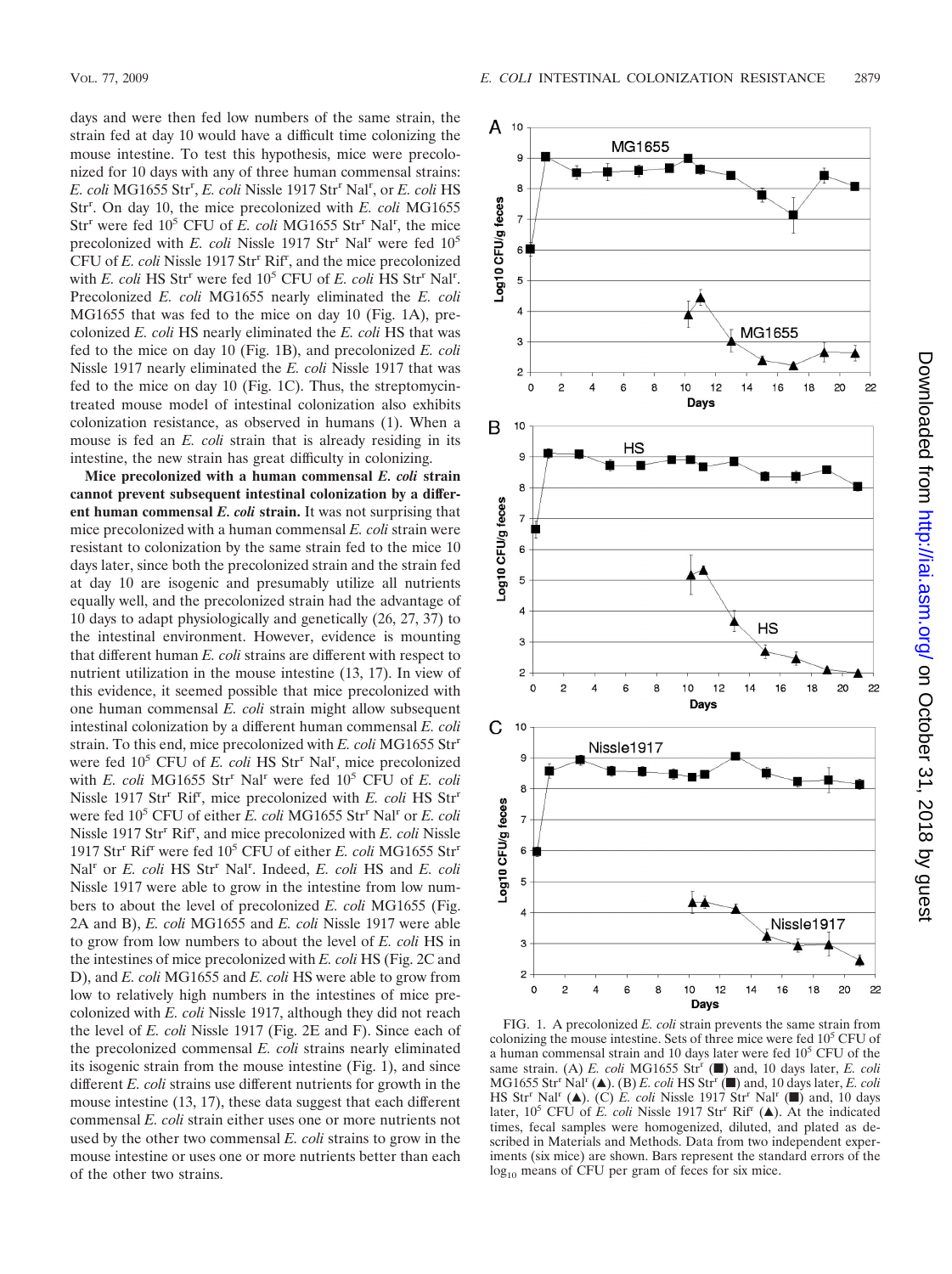days and were then fed low numbers of the same strain, the strain fed at day 10 would have a difficult time colonizing the mouse intestine. To test this hypothesis, mice were precolonized for 10 days with any of three human commensal strains: *E. coli* MG1655 Str$^r$, *E. coli* Nissle 1917 Str$^r$ Nal$^r$, or *E. coli* HS Str$^r$. On day 10, the mice precolonized with *E. coli* MG1655 Str$^r$ were fed $10^5$ CFU of *E. coli* MG1655 Str$^r$ Nal$^r$, the mice precolonized with *E. coli* Nissle 1917 Str$^r$ Nal$^r$ were fed $10^5$ CFU of *E. coli* Nissle 1917 Str$^r$ Rif$^r$, and the mice precolonized with *E. coli* HS Str$^r$ were fed $10^5$ CFU of *E. coli* HS Str$^r$ Nal$^r$. Precolonized *E. coli* MG1655 nearly eliminated the *E. coli* MG1655 that was fed to the mice on day 10 (Fig. 1A), precolonized *E. coli* HS nearly eliminated the *E. coli* HS that was fed to the mice on day 10 (Fig. 1B), and precolonized *E. coli* Nissle 1917 nearly eliminated the *E. coli* Nissle 1917 that was fed to the mice on day 10 (Fig. 1C). Thus, the streptomycin-treated mouse model of intestinal colonization also exhibits colonization resistance, as observed in humans (1). When a mouse is fed an *E. coli* strain that is already residing in its intestine, the new strain has great difficulty in colonizing.

**Mice precolonized with a human commensal *E. coli* strain cannot prevent subsequent intestinal colonization by a different human commensal *E. coli* strain.** It was not surprising that mice precolonized with a human commensal *E. coli* strain were resistant to colonization by the same strain fed to the mice 10 days later, since both the precolonized strain and the strain fed at day 10 are isogenic and presumably utilize all nutrients equally well, and the precolonized strain had the advantage of 10 days to adapt physiologically and genetically (26, 27, 37) to the intestinal environment. However, evidence is mounting that different human *E. coli* strains are different with respect to nutrient utilization in the mouse intestine (13, 17). In view of this evidence, it seemed possible that mice precolonized with one human commensal *E. coli* strain might allow subsequent intestinal colonization by a different human commensal *E. coli* strain. To this end, mice precolonized with *E. coli* MG1655 Str$^r$ were fed $10^5$ CFU of *E. coli* HS Str$^r$ Nal$^r$, mice precolonized with *E. coli* MG1655 Str$^r$ Nal$^r$ were fed $10^5$ CFU of *E. coli* Nissle 1917 Str$^r$ Rif$^r$, mice precolonized with *E. coli* HS Str$^r$ were fed $10^5$ CFU of either *E. coli* MG1655 Str$^r$ Nal$^r$ or *E. coli* Nissle 1917 Str$^r$ Rif$^r$, and mice precolonized with *E. coli* Nissle 1917 Str$^r$ Rif$^r$ were fed $10^5$ CFU of either *E. coli* MG1655 Str$^r$ Nal$^r$ or *E. coli* HS Str$^r$ Nal$^r$. Indeed, *E. coli* HS and *E. coli* Nissle 1917 were able to grow in the intestine from low numbers to about the level of precolonized *E. coli* MG1655 (Fig. 2A and B), *E. coli* MG1655 and *E. coli* Nissle 1917 were able to grow from low numbers to about the level of *E. coli* HS in the intestines of mice precolonized with *E. coli* HS (Fig. 2C and D), and *E. coli* MG1655 and *E. coli* HS were able to grow from low to relatively high numbers in the intestines of mice precolonized with *E. coli* Nissle 1917, although they did not reach the level of *E. coli* Nissle 1917 (Fig. 2E and F). Since each of the precolonized commensal *E. coli* strains nearly eliminated its isogenic strain from the mouse intestine (Fig. 1), and since different *E. coli* strains use different nutrients for growth in the mouse intestine (13, 17), these data suggest that each different commensal *E. coli* strain either uses one or more nutrients not used by the other two commensal *E. coli* strains to grow in the mouse intestine or uses one or more nutrients better than each of the other two strains.

FIG. 1. A precolonized *E. coli* strain prevents the same strain from colonizing the mouse intestine. Sets of three mice were fed $10^5$ CFU of a human commensal strain and 10 days later were fed $10^5$ CFU of the same strain. (A) *E. coli* MG1655 Str$^r$ (■) and, 10 days later, *E. coli* MG1655 Str$^r$ Nal$^r$ (▲). (B) *E. coli* HS Str$^r$ (■) and, 10 days later, *E. coli* HS Str$^r$ Nal$^r$ (▲). (C) *E. coli* Nissle 1917 Str$^r$ Nal$^r$ (■) and, 10 days later, $10^5$ CFU of *E. coli* Nissle 1917 Str$^r$ Rif$^r$ (▲). At the indicated times, fecal samples were homogenized, diluted, and plated as described in Materials and Methods. Data from two independent experiments (six mice) are shown. Bars represent the standard errors of the $\log_{10}$ means of CFU per gram of feces for six mice.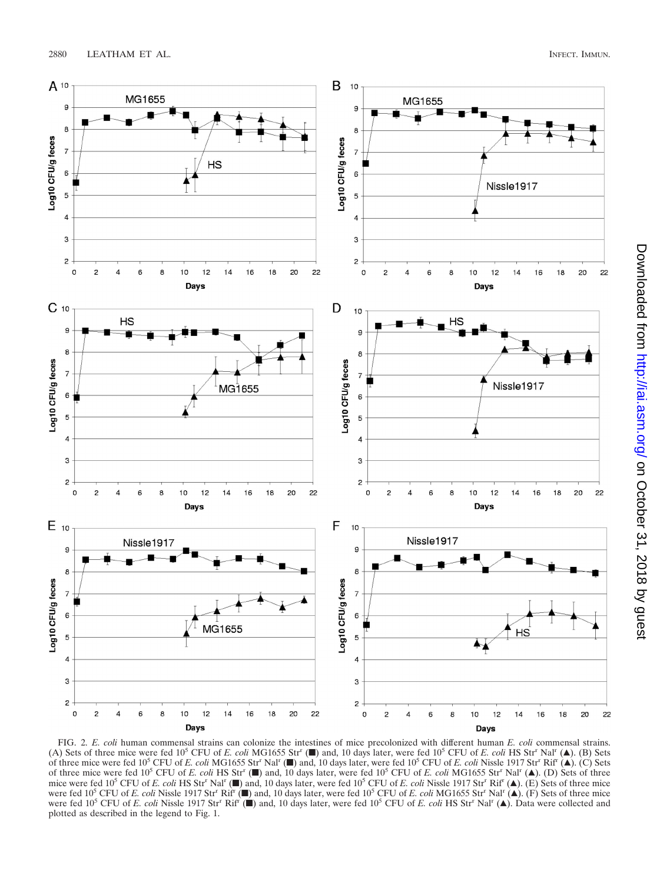FIG. 2. *E. coli* human commensal strains can colonize the intestines of mice precolonized with different human *E. coli* commensal strains. (A) Sets of three mice were fed $10^5$ CFU of *E. coli* MG1655 Str$^r$ (■) and, 10 days later, were fed $10^5$ CFU of *E. coli* HS Str$^r$ Nal$^r$ (▲). (B) Sets of three mice were fed $10^5$ CFU of *E. coli* MG1655 Str$^r$ Nal$^r$ (■) and, 10 days later, were fed $10^5$ CFU of *E. coli* Nissle 1917 Str$^r$ Rif$^r$ (▲). (C) Sets of three mice were fed $10^5$ CFU of *E. coli* HS Str$^r$ (■) and, 10 days later, were fed $10^5$ CFU of *E. coli* MG1655 Str$^r$ Nal$^r$ (▲). (D) Sets of three mice were fed $10^5$ CFU of *E. coli* HS Str$^r$ Nal$^r$ (■) and, 10 days later, were fed $10^5$ CFU of *E. coli* Nissle 1917 Str$^r$ Rif$^r$ (▲). (E) Sets of three mice were fed $10^5$ CFU of *E. coli* Nissle 1917 Str$^r$ Rif$^r$ (■) and, 10 days later, were fed $10^5$ CFU of *E. coli* MG1655 Str$^r$ Nal$^r$ (▲). (F) Sets of three mice were fed $10^5$ CFU of *E. coli* Nissle 1917 Str$^r$ Rif$^r$ (■) and, 10 days later, were fed $10^5$ CFU of *E. coli* HS Str$^r$ Nal$^r$ (▲). Data were collected and plotted as described in the legend to Fig. 1.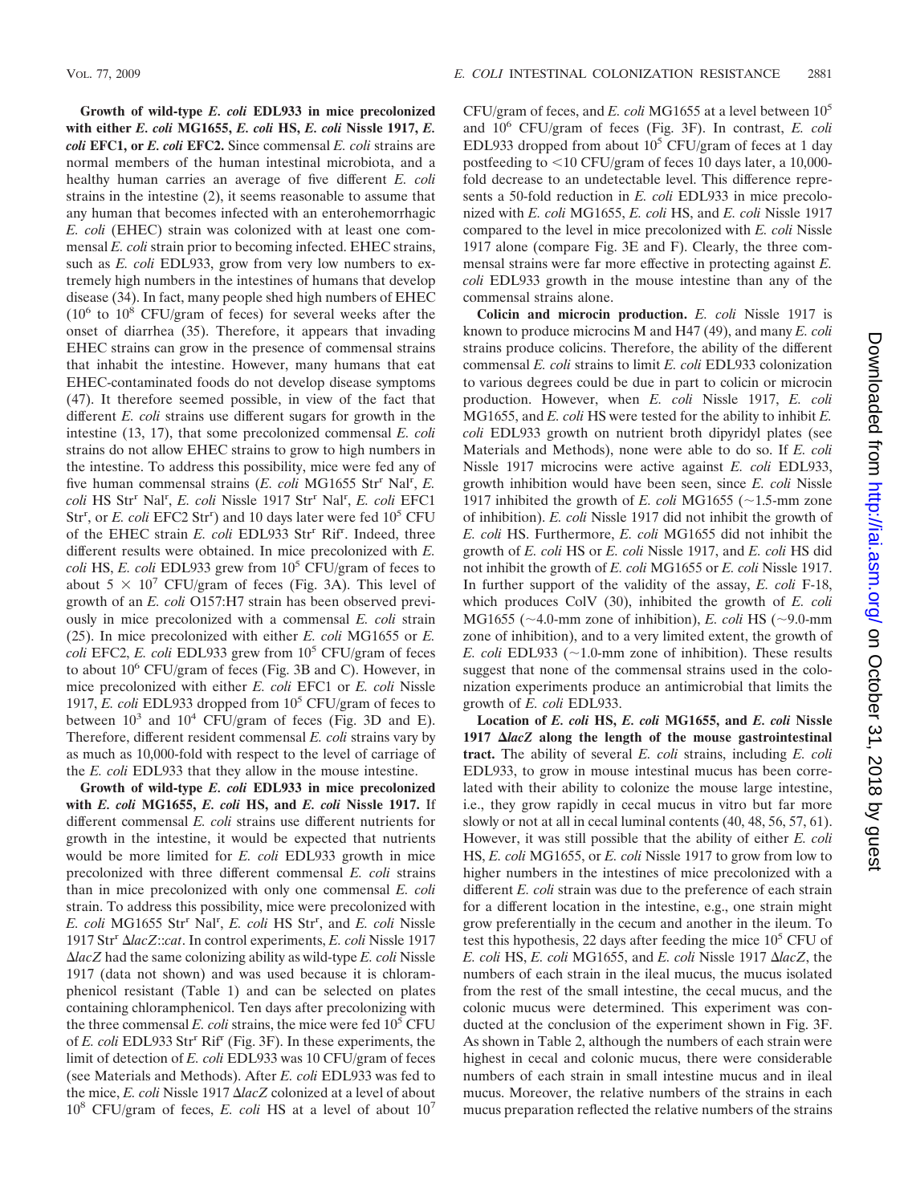**Growth of wild-type *E. coli* EDL933 in mice precolonized with either *E. coli* MG1655, *E. coli* HS, *E. coli* Nissle 1917, *E. coli* EFC1, or *E. coli* EFC2.** Since commensal *E. coli* strains are normal members of the human intestinal microbiota, and a healthy human carries an average of five different *E. coli* strains in the intestine (2), it seems reasonable to assume that any human that becomes infected with an enterohemorrhagic *E. coli* (EHEC) strain was colonized with at least one commensal *E. coli* strain prior to becoming infected. EHEC strains, such as *E. coli* EDL933, grow from very low numbers to extremely high numbers in the intestines of humans that develop disease (34). In fact, many people shed high numbers of EHEC ($10^6$ to $10^8$ CFU/gram of feces) for several weeks after the onset of diarrhea (35). Therefore, it appears that invading EHEC strains can grow in the presence of commensal strains that inhabit the intestine. However, many humans that eat EHEC-contaminated foods do not develop disease symptoms (47). It therefore seemed possible, in view of the fact that different *E. coli* strains use different sugars for growth in the intestine (13, 17), that some precolonized commensal *E. coli* strains do not allow EHEC strains to grow to high numbers in the intestine. To address this possibility, mice were fed any of five human commensal strains (*E. coli* MG1655 Str$^r$ Nal$^r$, *E. coli* HS Str$^r$ Nal$^r$, *E. coli* Nissle 1917 Str$^r$ Nal$^r$, *E. coli* EFC1 Str$^r$, or *E. coli* EFC2 Str$^r$) and 10 days later were fed $10^5$ CFU of the EHEC strain *E. coli* EDL933 Str$^r$ Rif$^r$. Indeed, three different results were obtained. In mice precolonized with *E. coli* HS, *E. coli* EDL933 grew from $10^5$ CFU/gram of feces to about $5 \times 10^7$ CFU/gram of feces (Fig. 3A). This level of growth of an *E. coli* O157:H7 strain has been observed previously in mice precolonized with a commensal *E. coli* strain (25). In mice precolonized with either *E. coli* MG1655 or *E. coli* EFC2, *E. coli* EDL933 grew from $10^5$ CFU/gram of feces to about $10^6$ CFU/gram of feces (Fig. 3B and C). However, in mice precolonized with either *E. coli* EFC1 or *E. coli* Nissle 1917, *E. coli* EDL933 dropped from $10^5$ CFU/gram of feces to between $10^3$ and $10^4$ CFU/gram of feces (Fig. 3D and E). Therefore, different resident commensal *E. coli* strains vary by as much as 10,000-fold with respect to the level of carriage of the *E. coli* EDL933 that they allow in the mouse intestine.

**Growth of wild-type *E. coli* EDL933 in mice precolonized with *E. coli* MG1655, *E. coli* HS, and *E. coli* Nissle 1917.** If different commensal *E. coli* strains use different nutrients for growth in the intestine, it would be expected that nutrients would be more limited for *E. coli* EDL933 growth in mice precolonized with three different commensal *E. coli* strains than in mice precolonized with only one commensal *E. coli* strain. To address this possibility, mice were precolonized with *E. coli* MG1655 Str$^r$ Nal$^r$, *E. coli* HS Str$^r$, and *E. coli* Nissle 1917 Str$^r$ Δ*lacZ*::*cat*. In control experiments, *E. coli* Nissle 1917 Δ*lacZ* had the same colonizing ability as wild-type *E. coli* Nissle 1917 (data not shown) and was used because it is chloramphenicol resistant (Table 1) and can be selected on plates containing chloramphenicol. Ten days after precolonizing with the three commensal *E. coli* strains, the mice were fed $10^5$ CFU of *E. coli* EDL933 Str$^r$ Rif$^r$ (Fig. 3F). In these experiments, the limit of detection of *E. coli* EDL933 was 10 CFU/gram of feces (see Materials and Methods). After *E. coli* EDL933 was fed to the mice, *E. coli* Nissle 1917 Δ*lacZ* colonized at a level of about $10^8$ CFU/gram of feces, *E. coli* HS at a level of about $10^7$ CFU/gram of feces, and *E. coli* MG1655 at a level between $10^5$ and $10^6$ CFU/gram of feces (Fig. 3F). In contrast, *E. coli* EDL933 dropped from about $10^5$ CFU/gram of feces at 1 day postfeeding to <10 CFU/gram of feces 10 days later, a 10,000-fold decrease to an undetectable level. This difference represents a 50-fold reduction in *E. coli* EDL933 in mice precolonized with *E. coli* MG1655, *E. coli* HS, and *E. coli* Nissle 1917 compared to the level in mice precolonized with *E. coli* Nissle 1917 alone (compare Fig. 3E and F). Clearly, the three commensal strains were far more effective in protecting against *E. coli* EDL933 growth in the mouse intestine than any of the commensal strains alone.

**Colicin and microcin production.** *E. coli* Nissle 1917 is known to produce microcins M and H47 (49), and many *E. coli* strains produce colicins. Therefore, the ability of the different commensal *E. coli* strains to limit *E. coli* EDL933 colonization to various degrees could be due in part to colicin or microcin production. However, when *E. coli* Nissle 1917, *E. coli* MG1655, and *E. coli* HS were tested for the ability to inhibit *E. coli* EDL933 growth on nutrient broth dipyridyl plates (see Materials and Methods), none were able to do so. If *E. coli* Nissle 1917 microcins were active against *E. coli* EDL933, growth inhibition would have been seen, since *E. coli* Nissle 1917 inhibited the growth of *E. coli* MG1655 (~1.5-mm zone of inhibition). *E. coli* Nissle 1917 did not inhibit the growth of *E. coli* HS. Furthermore, *E. coli* MG1655 did not inhibit the growth of *E. coli* HS or *E. coli* Nissle 1917, and *E. coli* HS did not inhibit the growth of *E. coli* MG1655 or *E. coli* Nissle 1917. In further support of the validity of the assay, *E. coli* F-18, which produces ColV (30), inhibited the growth of *E. coli* MG1655 (~4.0-mm zone of inhibition), *E. coli* HS (~9.0-mm zone of inhibition), and to a very limited extent, the growth of *E. coli* EDL933 (~1.0-mm zone of inhibition). These results suggest that none of the commensal strains used in the colonization experiments produce an antimicrobial that limits the growth of *E. coli* EDL933.

**Location of *E. coli* HS, *E. coli* MG1655, and *E. coli* Nissle 1917 Δ*lacZ* along the length of the mouse gastrointestinal tract.** The ability of several *E. coli* strains, including *E. coli* EDL933, to grow in mouse intestinal mucus has been correlated with their ability to colonize the mouse large intestine, i.e., they grow rapidly in cecal mucus in vitro but far more slowly or not at all in cecal luminal contents (40, 48, 56, 57, 61). However, it was still possible that the ability of either *E. coli* HS, *E. coli* MG1655, or *E. coli* Nissle 1917 to grow from low to higher numbers in the intestines of mice precolonized with a different *E. coli* strain was due to the preference of each strain for a different location in the intestine, e.g., one strain might grow preferentially in the cecum and another in the ileum. To test this hypothesis, 22 days after feeding the mice $10^5$ CFU of *E. coli* HS, *E. coli* MG1655, and *E. coli* Nissle 1917 Δ*lacZ*, the numbers of each strain in the ileal mucus, the mucus isolated from the rest of the small intestine, the cecal mucus, and the colonic mucus were determined. This experiment was conducted at the conclusion of the experiment shown in Fig. 3F. As shown in Table 2, although the numbers of each strain were highest in cecal and colonic mucus, there were considerable numbers of each strain in small intestine mucus and in ileal mucus. Moreover, the relative numbers of the strains in each mucus preparation reflected the relative numbers of the strains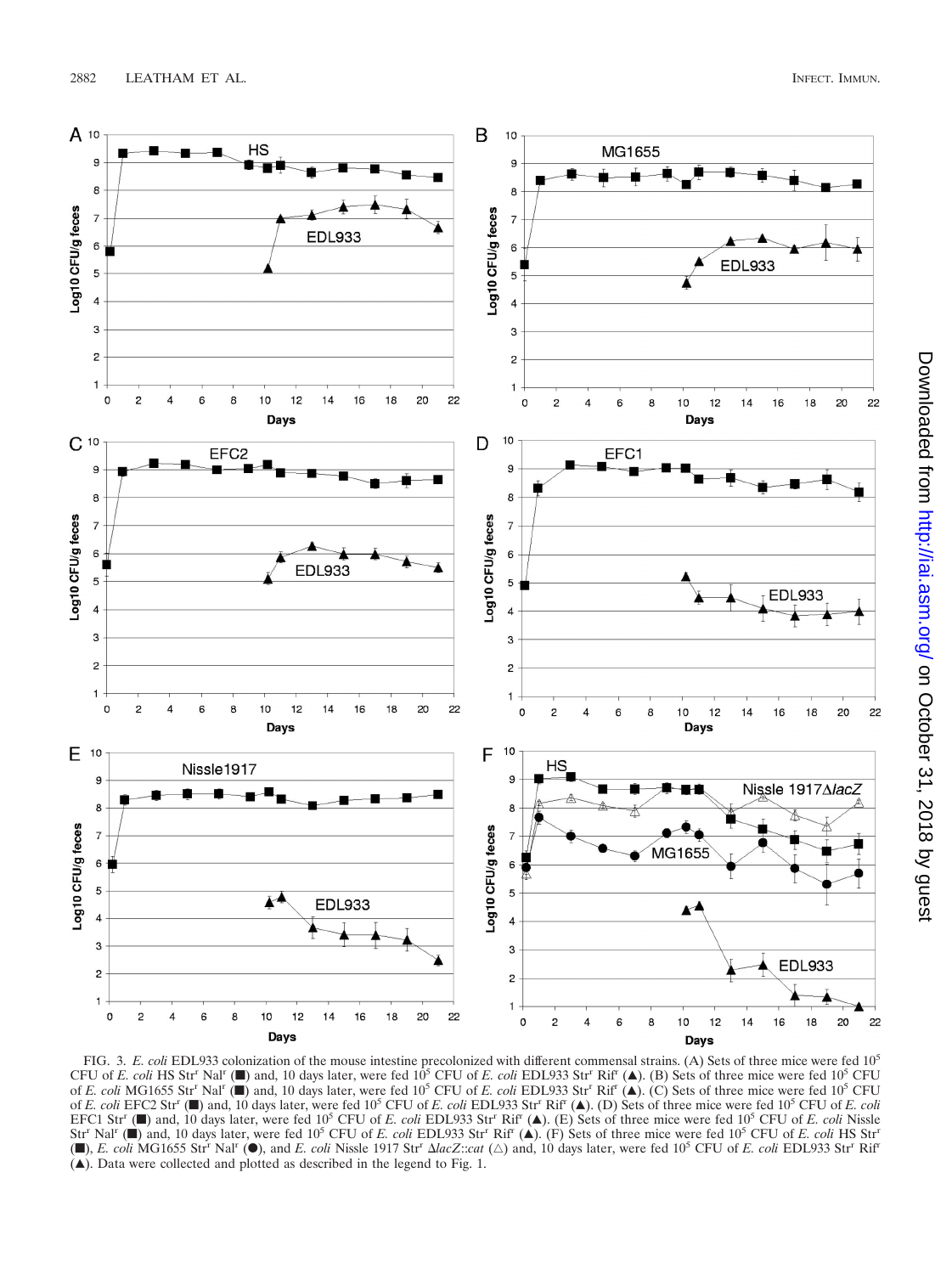FIG. 3. *E. coli* EDL933 colonization of the mouse intestine precolonized with different commensal strains. (A) Sets of three mice were fed $10^5$ CFU of *E. coli* HS Str$^r$ Nal$^r$ (■) and, 10 days later, were fed $10^5$ CFU of *E. coli* EDL933 Str$^r$ Rif$^r$ (▲). (B) Sets of three mice were fed $10^5$ CFU of *E. coli* MG1655 Str$^r$ Nal$^r$ (■) and, 10 days later, were fed $10^5$ CFU of *E. coli* EDL933 Str$^r$ Rif$^r$ (▲). (C) Sets of three mice were fed $10^5$ CFU of *E. coli* EFC2 Str$^r$ (■) and, 10 days later, were fed $10^5$ CFU of *E. coli* EDL933 Str$^r$ Rif$^r$ (▲). (D) Sets of three mice were fed $10^5$ CFU of *E. coli* EFC1 Str$^r$ (■) and, 10 days later, were fed $10^5$ CFU of *E. coli* EDL933 Str$^r$ Rif$^r$ (▲). (E) Sets of three mice were fed $10^5$ CFU of *E. coli* Nissle Str$^r$ Nal$^r$ (■) and, 10 days later, were fed $10^5$ CFU of *E. coli* EDL933 Str$^r$ Rif$^r$ (▲). (F) Sets of three mice were fed $10^5$ CFU of *E. coli* HS Str$^r$ (■), *E. coli* MG1655 Str$^r$ Nal$^r$ (●), and *E. coli* Nissle 1917 Str$^r$ Δ*lacZ::cat* (△) and, 10 days later, were fed $10^5$ CFU of *E. coli* EDL933 Str$^r$ Rif$^r$ (▲). Data were collected and plotted as described in the legend to Fig. 1.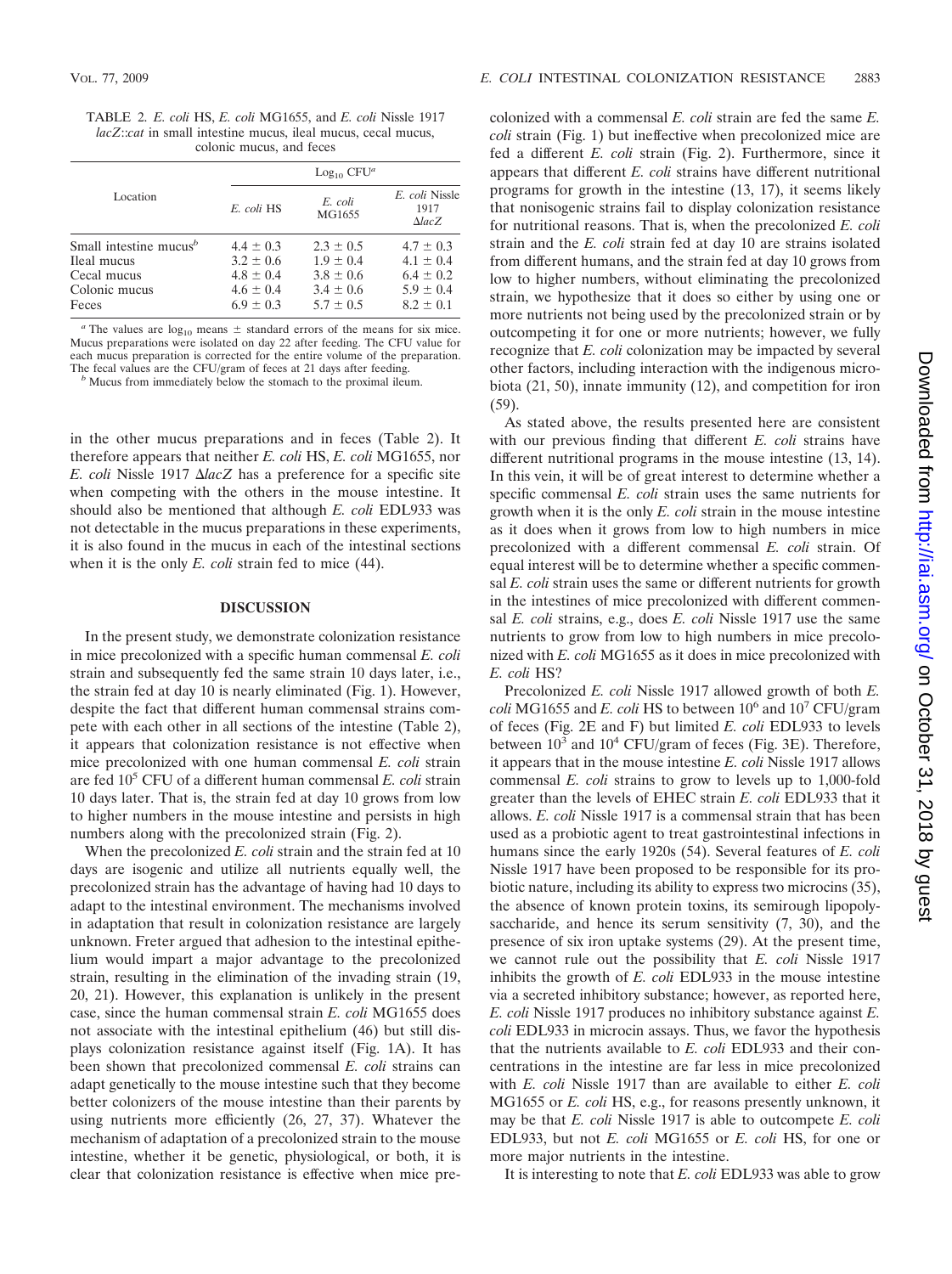TABLE 2. *E. coli* HS, *E. coli* MG1655, and *E. coli* Nissle 1917 *lacZ*::*cat* in small intestine mucus, ileal mucus, cecal mucus, colonic mucus, and feces

| Location | $Log_{10}$ CFU[a] | | |
|---|---|---|---|
| | *E. coli* HS | *E. coli* MG1655 | *E. coli* Nissle 1917 Δ*lacZ* |
| Small intestine mucus[b] | 4.4 ± 0.3 | 2.3 ± 0.5 | 4.7 ± 0.3 |
| Ileal mucus | 3.2 ± 0.6 | 1.9 ± 0.4 | 4.1 ± 0.4 |
| Cecal mucus | 4.8 ± 0.4 | 3.8 ± 0.6 | 6.4 ± 0.2 |
| Colonic mucus | 4.6 ± 0.4 | 3.4 ± 0.6 | 5.9 ± 0.4 |
| Feces | 6.9 ± 0.3 | 5.7 ± 0.5 | 8.2 ± 0.1 |

[a] The values are $log_{10}$ means ± standard errors of the means for six mice. Mucus preparations were isolated on day 22 after feeding. The CFU value for each mucus preparation is corrected for the entire volume of the preparation. The fecal values are the CFU/gram of feces at 21 days after feeding.

[b] Mucus from immediately below the stomach to the proximal ileum.

in the other mucus preparations and in feces (Table 2). It therefore appears that neither *E. coli* HS, *E. coli* MG1655, nor *E. coli* Nissle 1917 Δ*lacZ* has a preference for a specific site when competing with the others in the mouse intestine. It should also be mentioned that although *E. coli* EDL933 was not detectable in the mucus preparations in these experiments, it is also found in the mucus in each of the intestinal sections when it is the only *E. coli* strain fed to mice (44).

## DISCUSSION

In the present study, we demonstrate colonization resistance in mice precolonized with a specific human commensal *E. coli* strain and subsequently fed the same strain 10 days later, i.e., the strain fed at day 10 is nearly eliminated (Fig. 1). However, despite the fact that different human commensal strains compete with each other in all sections of the intestine (Table 2), it appears that colonization resistance is not effective when mice precolonized with one human commensal *E. coli* strain are fed $10^5$ CFU of a different human commensal *E. coli* strain 10 days later. That is, the strain fed at day 10 grows from low to higher numbers in the mouse intestine and persists in high numbers along with the precolonized strain (Fig. 2).

When the precolonized *E. coli* strain and the strain fed at 10 days are isogenic and utilize all nutrients equally well, the precolonized strain has the advantage of having had 10 days to adapt to the intestinal environment. The mechanisms involved in adaptation that result in colonization resistance are largely unknown. Freter argued that adhesion to the intestinal epithelium would impart a major advantage to the precolonized strain, resulting in the elimination of the invading strain (19, 20, 21). However, this explanation is unlikely in the present case, since the human commensal strain *E. coli* MG1655 does not associate with the intestinal epithelium (46) but still displays colonization resistance against itself (Fig. 1A). It has been shown that precolonized commensal *E. coli* strains can adapt genetically to the mouse intestine such that they become better colonizers of the mouse intestine than their parents by using nutrients more efficiently (26, 27, 37). Whatever the mechanism of adaptation of a precolonized strain to the mouse intestine, whether it be genetic, physiological, or both, it is clear that colonization resistance is effective when mice precolonized with a commensal *E. coli* strain are fed the same *E. coli* strain (Fig. 1) but ineffective when precolonized mice are fed a different *E. coli* strain (Fig. 2). Furthermore, since it appears that different *E. coli* strains have different nutritional programs for growth in the intestine (13, 17), it seems likely that nonisogenic strains fail to display colonization resistance for nutritional reasons. That is, when the precolonized *E. coli* strain and the *E. coli* strain fed at day 10 are strains isolated from different humans, and the strain fed at day 10 grows from low to higher numbers, without eliminating the precolonized strain, we hypothesize that it does so either by using one or more nutrients not being used by the precolonized strain or by outcompeting it for one or more nutrients; however, we fully recognize that *E. coli* colonization may be impacted by several other factors, including interaction with the indigenous microbiota (21, 50), innate immunity (12), and competition for iron (59).

As stated above, the results presented here are consistent with our previous finding that different *E. coli* strains have different nutritional programs in the mouse intestine (13, 14). In this vein, it will be of great interest to determine whether a specific commensal *E. coli* strain uses the same nutrients for growth when it is the only *E. coli* strain in the mouse intestine as it does when it grows from low to high numbers in mice precolonized with a different commensal *E. coli* strain. Of equal interest will be to determine whether a specific commensal *E. coli* strain uses the same or different nutrients for growth in the intestines of mice precolonized with different commensal *E. coli* strains, e.g., does *E. coli* Nissle 1917 use the same nutrients to grow from low to high numbers in mice precolonized with *E. coli* MG1655 as it does in mice precolonized with *E. coli* HS?

Precolonized *E. coli* Nissle 1917 allowed growth of both *E. coli* MG1655 and *E. coli* HS to between $10^6$ and $10^7$ CFU/gram of feces (Fig. 2E and F) but limited *E. coli* EDL933 to levels between $10^3$ and $10^4$ CFU/gram of feces (Fig. 3E). Therefore, it appears that in the mouse intestine *E. coli* Nissle 1917 allows commensal *E. coli* strains to grow to levels up to 1,000-fold greater than the levels of EHEC strain *E. coli* EDL933 that it allows. *E. coli* Nissle 1917 is a commensal strain that has been used as a probiotic agent to treat gastrointestinal infections in humans since the early 1920s (54). Several features of *E. coli* Nissle 1917 have been proposed to be responsible for its probiotic nature, including its ability to express two microcins (35), the absence of known protein toxins, its semirough lipopolysaccharide, and hence its serum sensitivity (7, 30), and the presence of six iron uptake systems (29). At the present time, we cannot rule out the possibility that *E. coli* Nissle 1917 inhibits the growth of *E. coli* EDL933 in the mouse intestine via a secreted inhibitory substance; however, as reported here, *E. coli* Nissle 1917 produces no inhibitory substance against *E. coli* EDL933 in microcin assays. Thus, we favor the hypothesis that the nutrients available to *E. coli* EDL933 and their concentrations in the intestine are far less in mice precolonized with *E. coli* Nissle 1917 than are available to either *E. coli* MG1655 or *E. coli* HS, e.g., for reasons presently unknown, it may be that *E. coli* Nissle 1917 is able to outcompete *E. coli* EDL933, but not *E. coli* MG1655 or *E. coli* HS, for one or more major nutrients in the intestine.

It is interesting to note that *E. coli* EDL933 was able to grow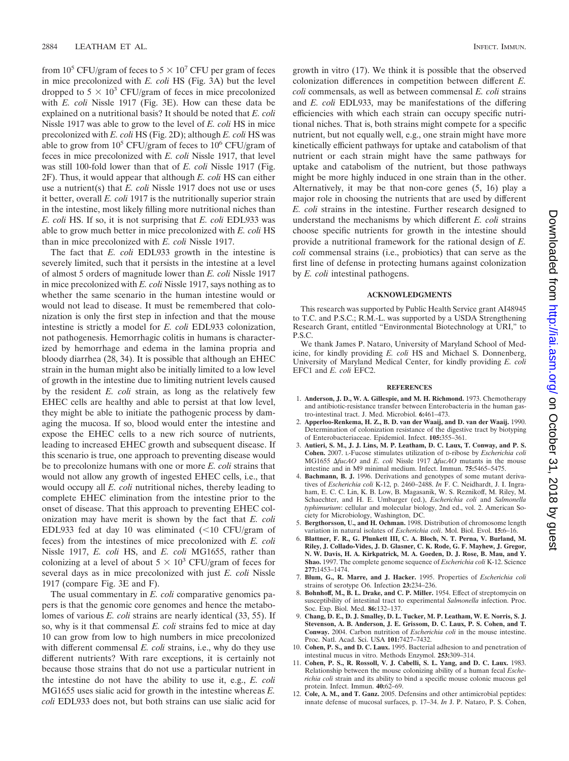from $10^5$ CFU/gram of feces to $5 \times 10^7$ CFU per gram of feces in mice precolonized with *E. coli* HS (Fig. 3A) but the level dropped to $5 \times 10^3$ CFU/gram of feces in mice precolonized with *E. coli* Nissle 1917 (Fig. 3E). How can these data be explained on a nutritional basis? It should be noted that *E. coli* Nissle 1917 was able to grow to the level of *E. coli* HS in mice precolonized with *E. coli* HS (Fig. 2D); although *E. coli* HS was able to grow from $10^5$ CFU/gram of feces to $10^6$ CFU/gram of feces in mice precolonized with *E. coli* Nissle 1917, that level was still 100-fold lower than that of *E. coli* Nissle 1917 (Fig. 2F). Thus, it would appear that although *E. coli* HS can either use a nutrient(s) that *E. coli* Nissle 1917 does not use or uses it better, overall *E. coli* 1917 is the nutritionally superior strain in the intestine, most likely filling more nutritional niches than *E. coli* HS. If so, it is not surprising that *E. coli* EDL933 was able to grow much better in mice precolonized with *E. coli* HS than in mice precolonized with *E. coli* Nissle 1917.

The fact that *E. coli* EDL933 growth in the intestine is severely limited, such that it persists in the intestine at a level of almost 5 orders of magnitude lower than *E. coli* Nissle 1917 in mice precolonized with *E. coli* Nissle 1917, says nothing as to whether the same scenario in the human intestine would or would not lead to disease. It must be remembered that colonization is only the first step in infection and that the mouse intestine is strictly a model for *E. coli* EDL933 colonization, not pathogenesis. Hemorrhagic colitis in humans is characterized by hemorrhage and edema in the lamina propria and bloody diarrhea (28, 34). It is possible that although an EHEC strain in the human might also be initially limited to a low level of growth in the intestine due to limiting nutrient levels caused by the resident *E. coli* strain, as long as the relatively few EHEC cells are healthy and able to persist at that low level, they might be able to initiate the pathogenic process by damaging the mucosa. If so, blood would enter the intestine and expose the EHEC cells to a new rich source of nutrients, leading to increased EHEC growth and subsequent disease. If this scenario is true, one approach to preventing disease would be to precolonize humans with one or more *E. coli* strains that would not allow any growth of ingested EHEC cells, i.e., that would occupy all *E. coli* nutritional niches, thereby leading to complete EHEC elimination from the intestine prior to the onset of disease. That this approach to preventing EHEC colonization may have merit is shown by the fact that *E. coli* EDL933 fed at day 10 was eliminated (<10 CFU/gram of feces) from the intestines of mice precolonized with *E. coli* Nissle 1917, *E. coli* HS, and *E. coli* MG1655, rather than colonizing at a level of about $5 \times 10^3$ CFU/gram of feces for several days as in mice precolonized with just *E. coli* Nissle 1917 (compare Fig. 3E and F).

The usual commentary in *E. coli* comparative genomics papers is that the genomic core genomes and hence the metabolomes of various *E. coli* strains are nearly identical (33, 55). If so, why is it that commensal *E. coli* strains fed to mice at day 10 can grow from low to high numbers in mice precolonized with different commensal *E. coli* strains, i.e., why do they use different nutrients? With rare exceptions, it is certainly not because those strains that do not use a particular nutrient in the intestine do not have the ability to use it, e.g., *E. coli* MG1655 uses sialic acid for growth in the intestine whereas *E. coli* EDL933 does not, but both strains can use sialic acid for growth in vitro (17). We think it is possible that the observed colonization differences in competition between different *E. coli* commensals, as well as between commensal *E. coli* strains and *E. coli* EDL933, may be manifestations of the differing efficiencies with which each strain can occupy specific nutritional niches. That is, both strains might compete for a specific nutrient, but not equally well, e.g., one strain might have more kinetically efficient pathways for uptake and catabolism of that nutrient or each strain might have the same pathways for uptake and catabolism of the nutrient, but those pathways might be more highly induced in one strain than in the other. Alternatively, it may be that non-core genes (5, 16) play a major role in choosing the nutrients that are used by different *E. coli* strains in the intestine. Further research designed to understand the mechanisms by which different *E. coli* strains choose specific nutrients for growth in the intestine should provide a nutritional framework for the rational design of *E. coli* commensal strains (i.e., probiotics) that can serve as the first line of defense in protecting humans against colonization by *E. coli* intestinal pathogens.

## ACKNOWLEDGMENTS

This research was supported by Public Health Service grant AI48945 to T.C. and P.S.C.; R.M.-L. was supported by a USDA Strengthening Research Grant, entitled "Environmental Biotechnology at URI," to P.S.C.

We thank James P. Nataro, University of Maryland School of Medicine, for kindly providing *E. coli* HS and Michael S. Donnenberg, University of Maryland Medical Center, for kindly providing *E. coli* EFC1 and *E. coli* EFC2.

## REFERENCES

1. **Anderson, J. D., W. A. Gillespie, and M. H. Richmond.** 1973. Chemotherapy and antibiotic-resistance transfer between Enterobacteria in the human gastro-intestinal tract. J. Med. Microbiol. **6:**461–473.
2. **Apperloo-Renkema, H. Z., B. D. van der Waaij, and D. van der Waaij.** 1990. Determination of colonization resistance of the digestive tract by biotyping of Enterobacteriaceae. Epidemiol. Infect. **105:**355–361.
3. **Autieri, S. M., J. J. Lins, M. P. Leatham, D. C. Laux, T. Conway, and P. S. Cohen.** 2007. L-Fucose stimulates utilization of D-ribose by *Escherichia coli* MG1655 Δ*fucAO* and *E. coli* Nissle 1917 Δ*fucAO* mutants in the mouse intestine and in M9 minimal medium. Infect. Immun. **75:**5465–5475.
4. **Bachmann, B. J.** 1996. Derivations and genotypes of some mutant derivatives of *Escherichia coli* K-12, p. 2460–2488. *In* F. C. Neidhardt, J. I. Ingraham, E. C. C. Lin, K. B. Low, B. Magasanik, W. S. Reznikoff, M. Riley, M. Schaechter, and H. E. Umbarger (ed.), *Escherichia coli* and *Salmonella typhimurium*: cellular and molecular biology, 2nd ed., vol. 2. American Society for Microbiology, Washington, DC.
5. **Bergthorsson, U., and H. Ochman.** 1998. Distribution of chromosome length variation in natural isolates of *Escherichia coli*. Mol. Biol. Evol. **15:**6–16.
6. **Blattner, F. R., G. Plunkett III, C. A. Bloch, N. T. Perna, V. Burland, M. Riley, J. Collado-Vides, J. D. Glasner, C. K. Rode, G. F. Mayhew, J. Gregor, N. W. Davis, H. A. Kirkpatrick, M. A. Goeden, D. J. Rose, B. Mau, and Y. Shao.** 1997. The complete genome sequence of *Escherichia coli* K-12. Science **277:**1453–1474.
7. **Blum, G., R. Marre, and J. Hacker.** 1995. Properties of *Escherichia coli* strains of serotype O6. Infection **23:**234–236.
8. **Bohnhoff, M., B. L. Drake, and C. P. Miller.** 1954. Effect of streptomycin on susceptibility of intestinal tract to experimental *Salmonella* infection. Proc. Soc. Exp. Biol. Med. **86:**132–137.
9. **Chang, D. E., D. J. Smalley, D. L. Tucker, M. P. Leatham, W. E. Norris, S. J. Stevenson, A. B. Anderson, J. E. Grissom, D. C. Laux, P. S. Cohen, and T. Conway.** 2004. Carbon nutrition of *Escherichia coli* in the mouse intestine. Proc. Natl. Acad. Sci. USA **101:**7427–7432.
10. **Cohen, P. S., and D. C. Laux.** 1995. Bacterial adhesion to and penetration of intestinal mucus in vitro. Methods Enzymol. **253:**309–314.
11. **Cohen, P. S., R. Rossoll, V. J. Cabelli, S. L. Yang, and D. C. Laux.** 1983. Relationship between the mouse colonizing ability of a human fecal *Escherichia coli* strain and its ability to bind a specific mouse colonic mucous gel protein. Infect. Immun. **40:**62–69.
12. **Cole, A. M., and T. Ganz.** 2005. Defensins and other antimicrobial peptides: innate defense of mucosal surfaces, p. 17–34. *In* J. P. Nataro, P. S. Cohen,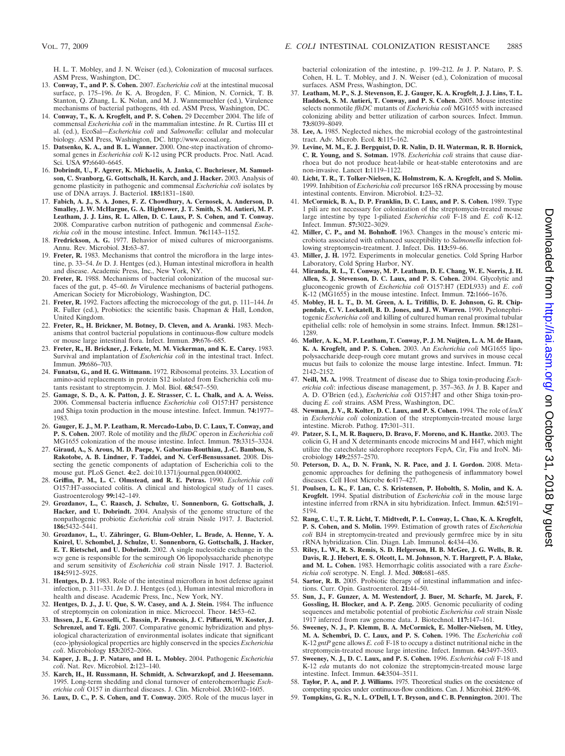H. L. T. Mobley, and J. N. Weiser (ed.), Colonization of mucosal surfaces. ASM Press, Washington, DC.

13. **Conway, T., and P. S. Cohen.** 2007. *Escherichia coli* at the intestinal mucosal surface, p. 175–196. *In* K. A. Brogden, F. C. Minion, N. Cornick, T. B. Stanton, Q. Zhang, L. K. Nolan, and M. J. Wannemuehler (ed.), Virulence mechanisms of bacterial pathogens, 4th ed. ASM Press, Washington, DC.
14. **Conway, T., K. A. Krogfelt, and P. S. Cohen.** 29 December 2004. The life of commensal *Escherichia coli* in the mammalian intestine. *In* R. Curtiss III et al. (ed.), EcoSal—*Escherichia coli* and *Salmonella*: cellular and molecular biology. ASM Press, Washington, DC. http://www.ecosal.org.
15. **Datsenko, K. A., and B. L. Wanner.** 2000. One-step inactivation of chromosomal genes in *Escherichia coli* K-12 using PCR products. Proc. Natl. Acad. Sci. USA **97:**6640–6645.
16. **Dobrindt, U., F. Agerer, K. Michaelis, A. Janka, C. Buchrieser, M. Samuelson, C. Svanborg, G. Gottschalk, H. Karch, and J. Hacker.** 2003. Analysis of genome plasticity in pathogenic and commensal *Escherichia coli* isolates by use of DNA arrays. J. Bacteriol. **185:**1831–1840.
17. **Fabich, A. J., S. A. Jones, F. Z. Chowdhury, A. Cernosek, A. Anderson, D. Smalley, J. W. McHargue, G. A. Hightower, J. T. Smith, S. M. Autieri, M. P. Leatham, J. J. Lins, R. L. Allen, D. C. Laux, P. S. Cohen, and T. Conway.** 2008. Comparative carbon nutrition of pathogenic and commensal *Escherichia coli* in the mouse intestine. Infect. Immun. **76:**1143–1152.
18. **Fredrickson, A. G.** 1977. Behavior of mixed cultures of microorganisms. Annu. Rev. Microbiol. **31:**63–87.
19. **Freter, R.** 1983. Mechanisms that control the microflora in the large intestine, p. 33–54. *In* D. J. Hentges (ed.), Human intestinal microflora in health and disease. Academic Press, Inc., New York, NY.
20. **Freter, R.** 1988. Mechanisms of bacterial colonization of the mucosal surfaces of the gut, p. 45–60. *In* Virulence mechanisms of bacterial pathogens. American Society for Microbiology, Washington, DC.
21. **Freter, R.** 1992. Factors affecting the microecology of the gut, p. 111–144. *In* R. Fuller (ed.), Probiotics: the scientific basis. Chapman & Hall, London, United Kingdom.
22. **Freter, R., H. Brickner, M. Botney, D. Cleven, and A. Aranki.** 1983. Mechanisms that control bacterial populations in continuous-flow culture models or mouse large intestinal flora. Infect. Immun. **39:**676–685.
23. **Freter, R., H. Brickner, J. Fekete, M. M. Vickerman, and K. E. Carey.** 1983. Survival and implantation of *Escherichia coli* in the intestinal tract. Infect. Immun. **39:**686–703.
24. **Funatsu, G., and H. G. Wittmann.** 1972. Ribosomal proteins. 33. Location of amino-acid replacements in protein S12 isolated from Escherichia coli mutants resistant to streptomycin. J. Mol. Biol. **68:**547–550.
25. **Gamage, S. D., A. K. Patton, J. E. Strasser, C. L. Chalk, and A. A. Weiss.** 2006. Commensal bacteria influence *Escherichia coli* O157:H7 persistence and Shiga toxin production in the mouse intestine. Infect. Immun. **74:**1977–1983.
26. **Gauger, E. J., M. P. Leatham, R. Mercado-Lubo, D. C. Laux, T. Conway, and P. S. Cohen.** 2007. Role of motility and the *flhDC* operon in *Escherichia coli* MG1655 colonization of the mouse intestine. Infect. Immun. **75:**3315–3324.
27. **Giraud, A., S. Arous, M. D. Paepe, V. Gaboriau-Routhiau, J.-C. Bambou, S. Rakotobe, A. B. Lindner, F. Taddei, and N. Cerf-Bensussanet.** 2008. Dissecting the genetic components of adaptation of Escherichia coli to the mouse gut. PLoS Genet. **4:**e2. doi:10.1371/journal.pgen.0040002.
28. **Griffin, P. M., L. C. Olmstead, and R. E. Petras.** 1990. *Escherichia coli* O157:H7-associated colitis. A clinical and histological study of 11 cases. Gastroenterology **99:**142–149.
29. **Grozdanov, L., C. Raasch, J. Schulze, U. Sonnenborn, G. Gottschalk, J. Hacker, and U. Dobrindt.** 2004. Analysis of the genome structure of the nonpathogenic probiotic *Escherichia coli* strain Nissle 1917. J. Bacteriol. **186:**5432–5441.
30. **Grozdanov, L., U. Zähringer, G. Blum-Oehler, L. Brade, A. Henne, Y. A. Knirel, U. Schombel, J. Schulze, U. Sonnenborn, G. Gottschalk, J. Hacker, E. T. Rietschel, and U. Dobrindt.** 2002. A single nucleotide exchange in the *wzy* gene is responsible for the semirough O6 lipopolysaccharide phenotype and serum sensitivity of *Escherichia coli* strain Nissle 1917. J. Bacteriol. **184:**5912–5925.
31. **Hentges, D. J.** 1983. Role of the intestinal microflora in host defense against infection, p. 311–331. *In* D. J. Hentges (ed.), Human intestinal microflora in health and disease. Academic Press, Inc., New York, NY.
32. **Hentges, D. J., J. U. Que, S. W. Casey, and A. J. Stein.** 1984. The influence of streptomycin on colonization in mice. Microecol. Theor. **14:**53–62.
33. **Ihssen, J., E. Grasselli, C. Bassin, P. Francois, J. C. Piffaretti, W. Koster, J. Schrenzel, and T. Egli.** 2007. Comparative genomic hybridization and physiological characterization of environmental isolates indicate that significant (eco-)physiological properties are highly conserved in the species *Escherichia coli*. Microbiology **153:**2052–2066.
34. **Kaper, J. B., J. P. Nataro, and H. L. Mobley.** 2004. Pathogenic *Escherichia coli*. Nat. Rev. Microbiol. **2:**123–140.
35. **Karch, H., H. Russmann, H. Schmidt, A. Schwarzkopf, and J. Heesemann.** 1995. Long-term shedding and clonal turnover of enterohemorrhagic *Escherichia coli* O157 in diarrheal diseases. J. Clin. Microbiol. **33:**1602–1605.
36. **Laux, D. C., P. S. Cohen, and T. Conway.** 2005. Role of the mucus layer in bacterial colonization of the intestine, p. 199–212. *In* J. P. Nataro, P. S. Cohen, H. L. T. Mobley, and J. N. Weiser (ed.), Colonization of mucosal surfaces. ASM Press, Washington, DC.
37. **Leatham, M. P., S. J. Stevenson, E. J. Gauger, K. A. Krogfelt, J. J. Lins, T. L. Haddock, S. M. Autieri, T. Conway, and P. S. Cohen.** 2005. Mouse intestine selects nonmotile *flhDC* mutants of *Escherichia coli* MG1655 with increased colonizing ability and better utilization of carbon sources. Infect. Immun. **73:**8039–8049.
38. **Lee, A.** 1985. Neglected niches, the microbial ecology of the gastrointestinal tract. Adv. Microb. Ecol. **8:**115–162.
39. **Levine, M. M., E. J. Bergquist, D. R. Nalin, D. H. Waterman, R. B. Hornick, C. R. Young, and S. Sotman.** 1978. *Escherichia coli* strains that cause diarrhoea but do not produce heat-labile or heat-stable enterotoxins and are non-invasive. Lancet **1:**1119–1122.
40. **Licht, T. R., T. Tolker-Nielsen, K. Holmstrøm, K. A. Krogfelt, and S. Molin.** 1999. Inhibition of *Escherichia coli* precursor 16S rRNA processing by mouse intestinal contents. Environ. Microbiol. **1:**23–32.
41. **McCormick, B. A., D. P. Franklin, D. C. Laux, and P. S. Cohen.** 1989. Type 1 pili are not necessary for colonization of the streptomycin-treated mouse large intestine by type 1-piliated *Escherichia coli* F-18 and *E. coli* K-12. Infect. Immun. **57:**3022–3029.
42. **Miller, C. P., and M. Bohnhoff.** 1963. Changes in the mouse's enteric microbiota associated with enhanced susceptibility to *Salmonella* infection following streptomycin-treatment. J. Infect. Dis. **113:**59–66.
43. **Miller, J. H.** 1972. Experiments in molecular genetics. Cold Spring Harbor Laboratory, Cold Spring Harbor, NY.
44. **Miranda, R. L., T. Conway, M. P. Leatham, D. E. Chang, W. E. Norris, J. H. Allen, S. J. Stevenson, D. C. Laux, and P. S. Cohen.** 2004. Glycolytic and gluconeogenic growth of *Escherichia coli* O157:H7 (EDL933) and *E. coli* K-12 (MG1655) in the mouse intestine. Infect. Immun. **72:**1666–1676.
45. **Mobley, H. L. T., D. M. Green, A. L. Trifillis, D. E. Johnson, G. R. Chippendale, C. V. Lockatell, B. D. Jones, and J. W. Warren.** 1990. Pyelonephritogenic *Escherichia coli* and killing of cultured human renal proximal tubular epithelial cells: role of hemolysin in some strains. Infect. Immun. **58:**1281–1289.
46. **Møller, A. K., M. P. Leatham, T. Conway, P. J. M. Nuijten, L. A. M. de Haan, K. A. Krogfelt, and P. S. Cohen.** 2003. An *Escherichia coli* MG1655 lipopolysaccharide deep-rough core mutant grows and survives in mouse cecal mucus but fails to colonize the mouse large intestine. Infect. Immun. **71:**2142–2152.
47. **Neill, M. A.** 1998. Treatment of disease due to Shiga toxin-producing *Escherichia coli*: infectious disease management, p. 357–363. *In* J. B. Kaper and A. D. O'Brien (ed.), *Escherichia coli* O157:H7 and other Shiga toxin-producing *E. coli* strains. ASM Press, Washington, DC.
48. **Newman, J. V., R. Kolter, D. C. Laux, and P. S. Cohen.** 1994. The role of *leuX* in *Escherichia coli* colonization of the streptomycin-treated mouse large intestine. Microb. Pathog. **17:**301–311.
49. **Patzer, S. I., M. R. Baquero, D. Bravo, F. Moreno, and K. Hantke.** 2003. The colicin G, H and X determinants encode microcins M and H47, which might utilize the catecholate siderophore receptors FepA, Cir, Fiu and IroN. Microbiology **149:**2557–2570.
50. **Peterson, D. A., D. N. Frank, N. R. Pace, and J. I. Gordon.** 2008. Metagenomic approaches for defining the pathogenesis of inflammatory bowel diseases. Cell Host Microbe **6:**417–427.
51. **Poulsen, L. K., F. Lan, C. S. Kristensen, P. Hobolth, S. Molin, and K. A. Krogfelt.** 1994. Spatial distribution of *Escherichia coli* in the mouse large intestine inferred from rRNA in situ hybridization. Infect. Immun. **62:**5191–5194.
52. **Rang, C. U., T. R. Licht, T. Midtvedt, P. L. Conway, L. Chao, K. A. Krogfelt, P. S. Cohen, and S. Molin.** 1999. Estimation of growth rates of *Escherichia coli* BJ4 in streptomycin-treated and previously germfree mice by in situ rRNA hybridization. Clin. Diagn. Lab. Immunol. **6:**434–436.
53. **Riley, L. W., R. S. Remis, S. D. Helgerson, H. B. McGee, J. G. Wells, B. R. Davis, R. J. Hebert, E. S. Olcott, L. M. Johnson, N. T. Hargrett, P. A. Blake, and M. L. Cohen.** 1983. Hemorrhagic colitis associated with a rare *Escherichia coli* serotype. N. Engl. J. Med. **308:**681–685.
54. **Sartor, R. B.** 2005. Probiotic therapy of intestinal inflammation and infections. Curr. Opin. Gastroenterol. **21:**44–50.
55. **Sun, J., F. Gunzer, A. M. Westendorf, J. Buer, M. Scharfe, M. Jarek, F. Gossling, H. Blocker, and A. P. Zeng.** 2005. Genomic peculiarity of coding sequences and metabolic potential of probiotic *Escherichia coli* strain Nissle 1917 inferred from raw genome data. J. Biotechnol. **117:**147–161.
56. **Sweeney, N. J., P. Klemm, B. A. McCormick, E. Moller-Nielsen, M. Utley, M. A. Schembri, D. C. Laux, and P. S. Cohen.** 1996. The *Escherichia coli* K-12 *gntP* gene allows *E. coli* F-18 to occupy a distinct nutritional niche in the streptomycin-treated mouse large intestine. Infect. Immun. **64:**3497–3503.
57. **Sweeney, N. J., D. C. Laux, and P. S. Cohen.** 1996. *Escherichia coli* F-18 and K-12 *eda* mutants do not colonize the streptomycin-treated mouse large intestine. Infect. Immun. **64:**3504–3511.
58. **Taylor, P. A., and P. J. Williams.** 1975. Theoretical studies on the coexistence of competing species under continuous-flow conditions. Can. J. Microbiol. **21:**90–98.
59. **Tompkins, G. R., N. L. O'Dell, I. T. Bryson, and C. B. Pennington.** 2001. The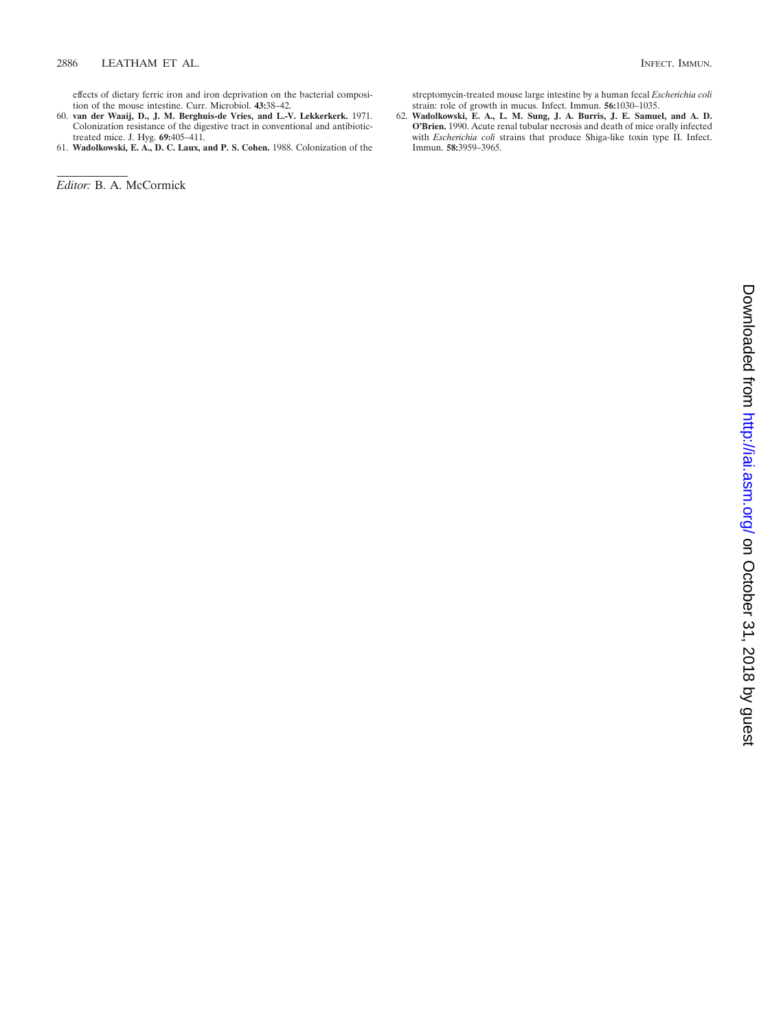effects of dietary ferric iron and iron deprivation on the bacterial composition of the mouse intestine. Curr. Microbiol. **43:**38–42.

60. **van der Waaij, D., J. M. Berghuis-de Vries, and L.-V. Lekkerkerk.** 1971. Colonization resistance of the digestive tract in conventional and antibiotic-treated mice. J. Hyg. **69:**405–411.
61. **Wadolkowski, E. A., D. C. Laux, and P. S. Cohen.** 1988. Colonization of the streptomycin-treated mouse large intestine by a human fecal *Escherichia coli* strain: role of growth in mucus. Infect. Immun. **56:**1030–1035.
62. **Wadolkowski, E. A., L. M. Sung, J. A. Burris, J. E. Samuel, and A. D. O'Brien.** 1990. Acute renal tubular necrosis and death of mice orally infected with *Escherichia coli* strains that produce Shiga-like toxin type II. Infect. Immun. **58:**3959–3965.

*Editor:* B. A. McCormick